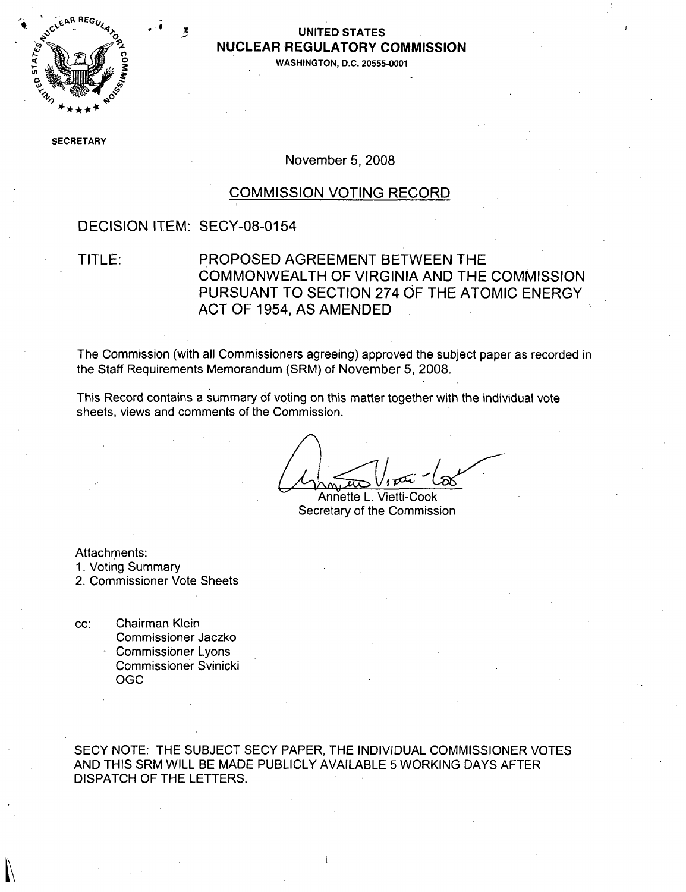UNITED STATES
**NUCLEAR REGULATORY COMMISSION**
WASHINGTON, D.C. 20555-0001

SECRETARY

November 5, 2008

## COMMISSION VOTING RECORD

DECISION ITEM: SECY-08-0154

TITLE: PROPOSED AGREEMENT BETWEEN THE COMMONWEALTH OF VIRGINIA AND THE COMMISSION PURSUANT TO SECTION 274 OF THE ATOMIC ENERGY ACT OF 1954, AS AMENDED

The Commission (with all Commissioners agreeing) approved the subject paper as recorded in the Staff Requirements Memorandum (SRM) of November 5, 2008.

This Record contains a summary of voting on this matter together with the individual vote sheets, views and comments of the Commission.

Annette L. Vietti-Cook
Secretary of the Commission

Attachments:
1. Voting Summary
2. Commissioner Vote Sheets

cc: Chairman Klein
Commissioner Jaczko
Commissioner Lyons
Commissioner Svinicki
OGC

SECY NOTE: THE SUBJECT SECY PAPER, THE INDIVIDUAL COMMISSIONER VOTES AND THIS SRM WILL BE MADE PUBLICLY AVAILABLE 5 WORKING DAYS AFTER DISPATCH OF THE LETTERS.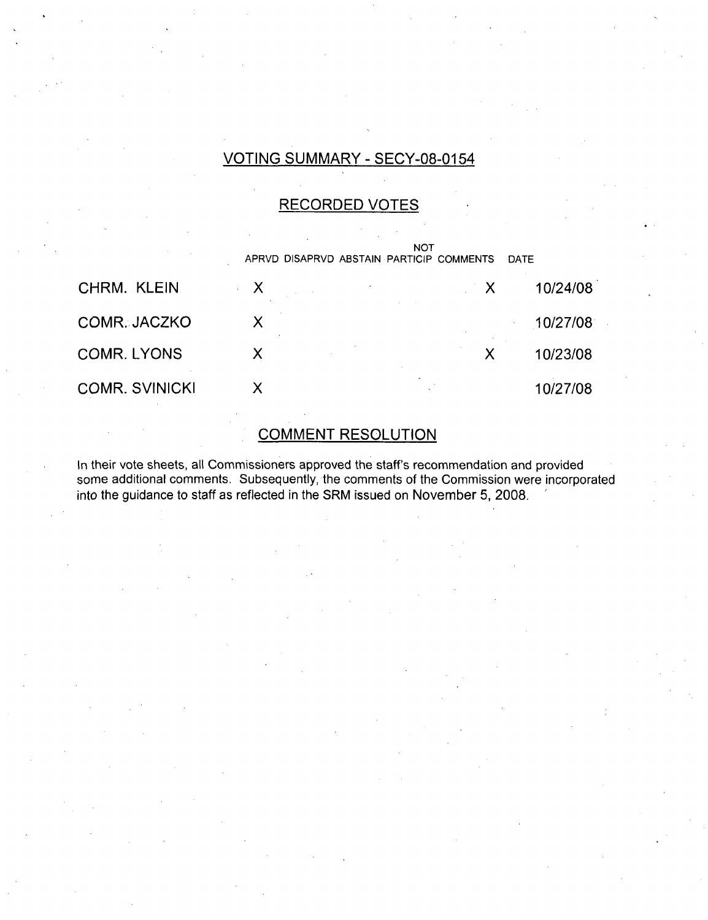## VOTING SUMMARY - SECY-08-0154

### RECORDED VOTES

| | APRVD | DISAPRVD | ABSTAIN | NOT PARTICIP | COMMENTS | DATE |
|---|---|---|---|---|---|---|
| CHRM. KLEIN | X | | | | X | 10/24/08 |
| COMR. JACZKO | X | | | | | 10/27/08 |
| COMR. LYONS | X | | | | X | 10/23/08 |
| COMR. SVINICKI | X | | | | | 10/27/08 |

### COMMENT RESOLUTION

In their vote sheets, all Commissioners approved the staff's recommendation and provided some additional comments. Subsequently, the comments of the Commission were incorporated into the guidance to staff as reflected in the SRM issued on November 5, 2008.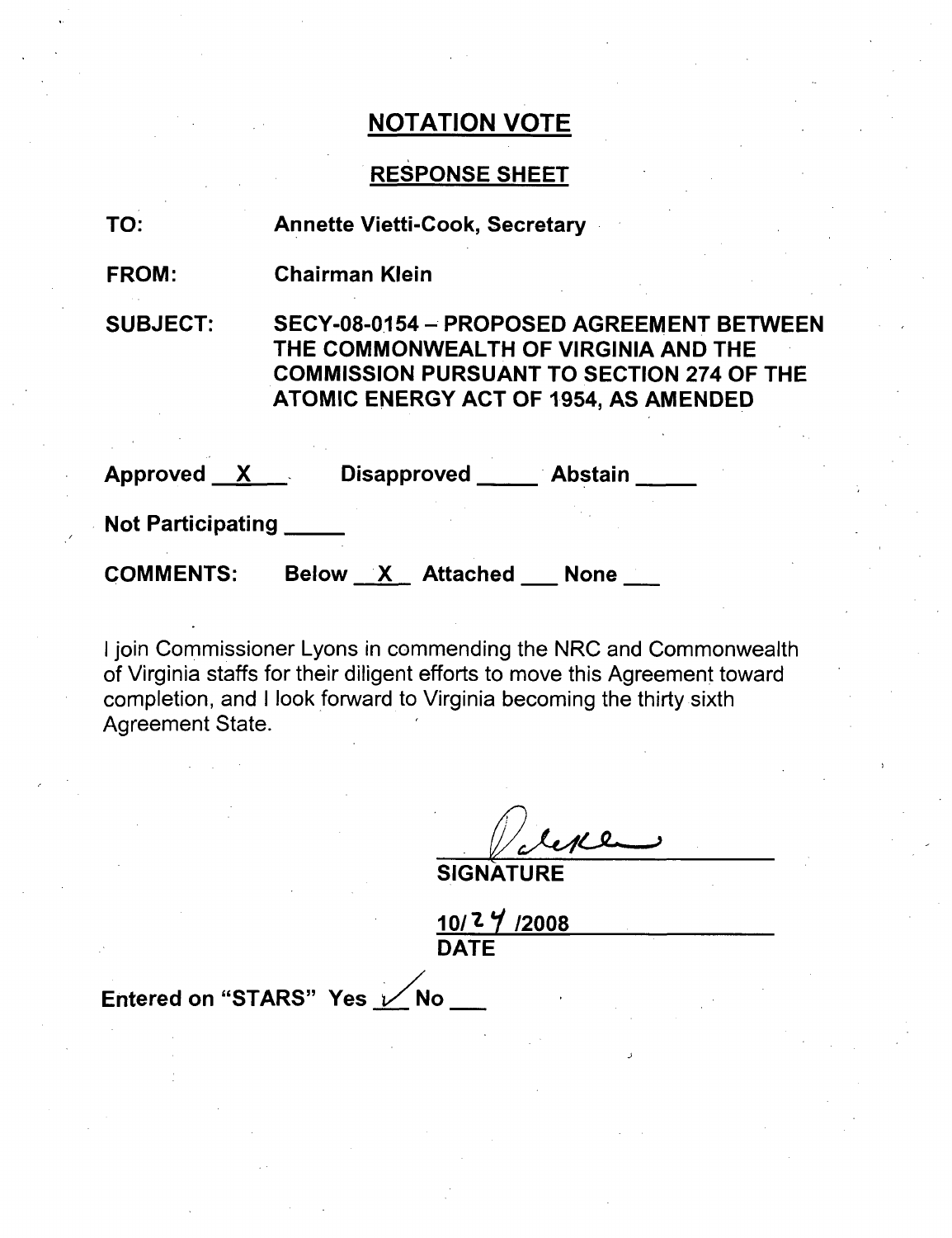## NOTATION VOTE

### RESPONSE SHEET

**TO:** Annette Vietti-Cook, Secretary

**FROM:** Chairman Klein

**SUBJECT:** SECY-08-0154 – PROPOSED AGREEMENT BETWEEN THE COMMONWEALTH OF VIRGINIA AND THE COMMISSION PURSUANT TO SECTION 274 OF THE ATOMIC ENERGY ACT OF 1954, AS AMENDED

**Approved** __X__ **Disapproved** _____ **Abstain** _____

**Not Participating** _____

**COMMENTS:** Below __X__ Attached ___ None ___

I join Commissioner Lyons in commending the NRC and Commonwealth of Virginia staffs for their diligent efforts to move this Agreement toward completion, and I look forward to Virginia becoming the thirty sixth Agreement State.

**SIGNATURE**

10/24/2008

**DATE**

**Entered on "STARS"** Yes ✓ No ___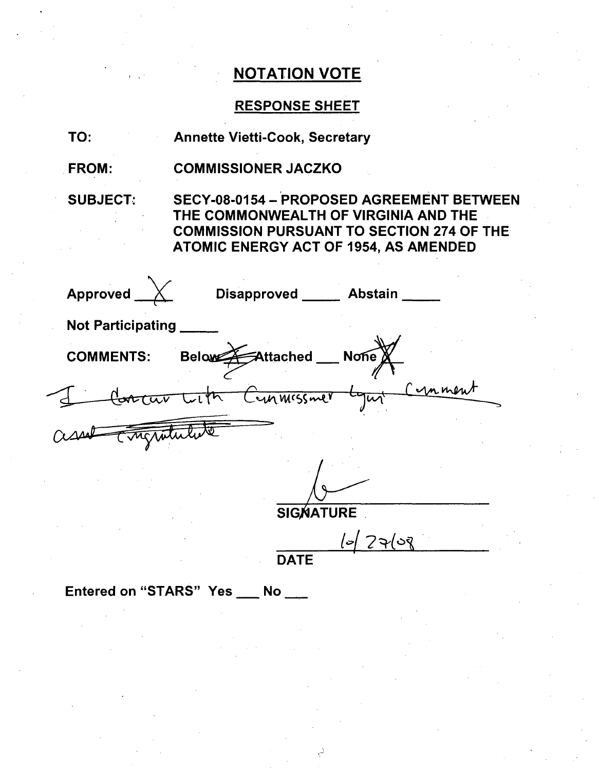## NOTATION VOTE

### RESPONSE SHEET

**TO:** Annette Vietti-Cook, Secretary

**FROM:** COMMISSIONER JACZKO

**SUBJECT:** SECY-08-0154 – PROPOSED AGREEMENT BETWEEN THE COMMONWEALTH OF VIRGINIA AND THE COMMISSION PURSUANT TO SECTION 274 OF THE ATOMIC ENERGY ACT OF 1954, AS AMENDED

Approved X  Disapproved \_\_\_\_\_ Abstain \_\_\_\_\_

Not Participating \_\_\_\_\_

COMMENTS: ~~Below X~~ ~~Attached~~ \_\_\_ None X

~~I concur with Commissioner Lyons' Comment and congratulate~~

SIGNATURE

10/27/08

DATE

Entered on "STARS" Yes \_\_\_ No \_\_\_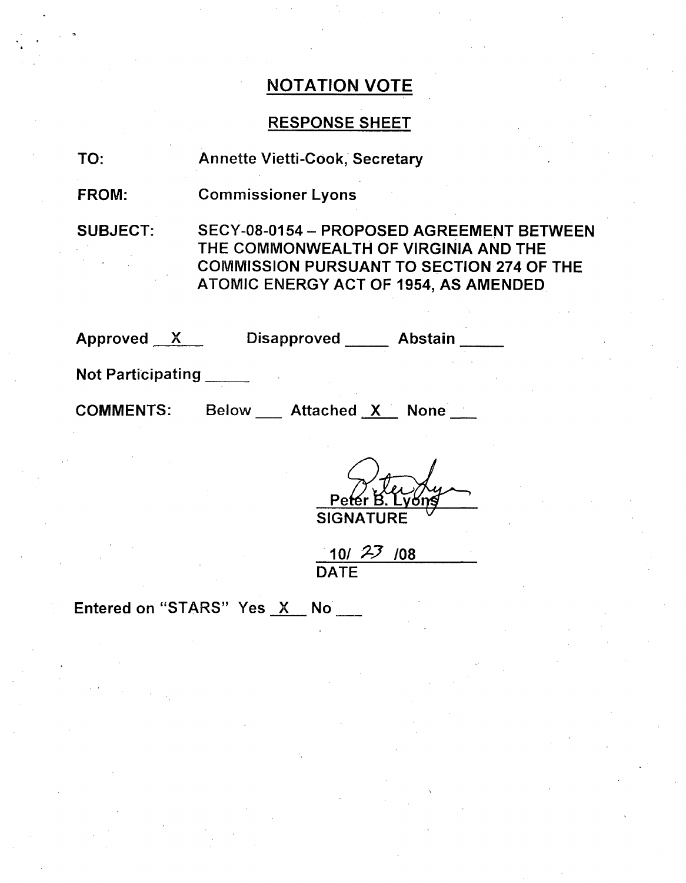# NOTATION VOTE

## RESPONSE SHEET

TO: Annette Vietti-Cook, Secretary

FROM: Commissioner Lyons

SUBJECT: SECY-08-0154 – PROPOSED AGREEMENT BETWEEN THE COMMONWEALTH OF VIRGINIA AND THE COMMISSION PURSUANT TO SECTION 274 OF THE ATOMIC ENERGY ACT OF 1954, AS AMENDED

Approved X Disapproved ____ Abstain ____

Not Participating ____

COMMENTS: Below ___ Attached X None ___

Peter B. Lyons
SIGNATURE

10/ 23 /08
DATE

Entered on "STARS" Yes X No ___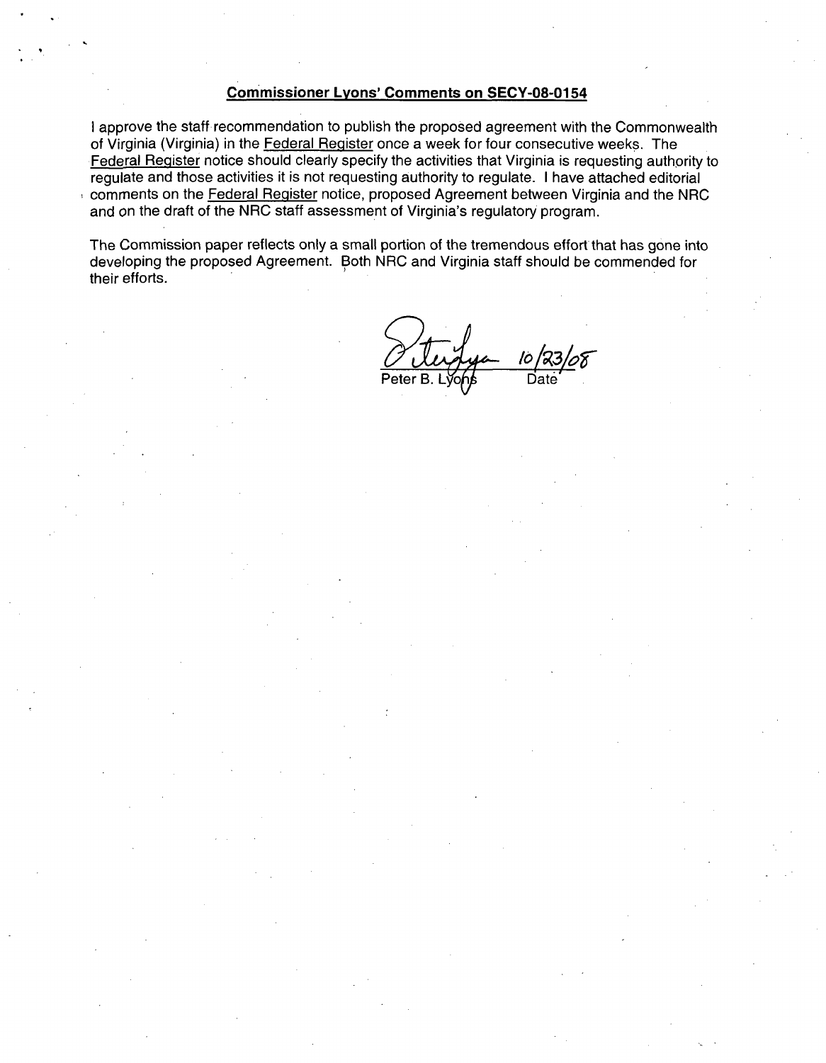**Commissioner Lyons' Comments on SECY-08-0154**

I approve the staff recommendation to publish the proposed agreement with the Commonwealth of Virginia (Virginia) in the Federal Register once a week for four consecutive weeks. The Federal Register notice should clearly specify the activities that Virginia is requesting authority to regulate and those activities it is not requesting authority to regulate. I have attached editorial comments on the Federal Register notice, proposed Agreement between Virginia and the NRC and on the draft of the NRC staff assessment of Virginia's regulatory program.

The Commission paper reflects only a small portion of the tremendous effort that has gone into developing the proposed Agreement. Both NRC and Virginia staff should be commended for their efforts.

Peter B. Lyons — 10/23/08

Date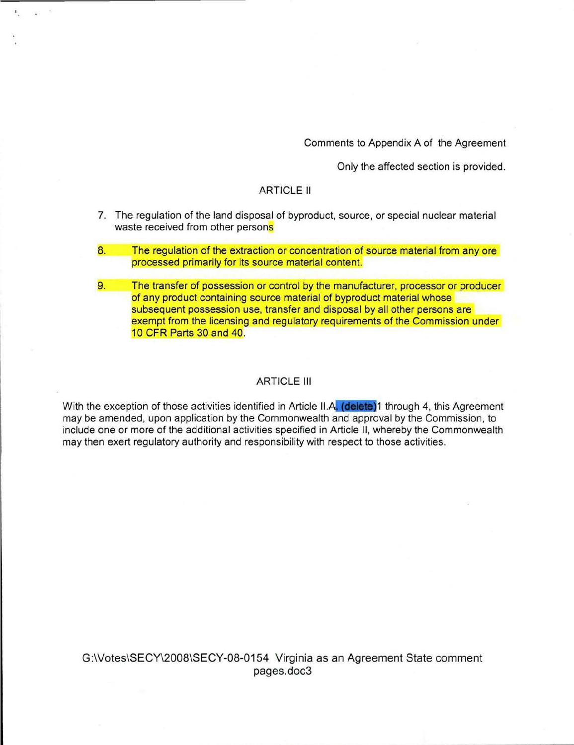Comments to Appendix A of the Agreement

Only the affected section is provided.

ARTICLE II

7. The regulation of the land disposal of byproduct, source, or special nuclear material waste received from other persons

8. The regulation of the extraction or concentration of source material from any ore processed primarily for its source material content.

9. The transfer of possession or control by the manufacturer, processor or producer of any product containing source material of byproduct material whose subsequent possession use, transfer and disposal by all other persons are exempt from the licensing and regulatory requirements of the Commission under 10 CFR Parts 30 and 40.

ARTICLE III

With the exception of those activities identified in Article II.A. (delete)1 through 4, this Agreement may be amended, upon application by the Commonwealth and approval by the Commission, to include one or more of the additional activities specified in Article II, whereby the Commonwealth may then exert regulatory authority and responsibility with respect to those activities.

G:\Votes\SECY\2008\SECY-08-0154 Virginia as an Agreement State comment pages.doc3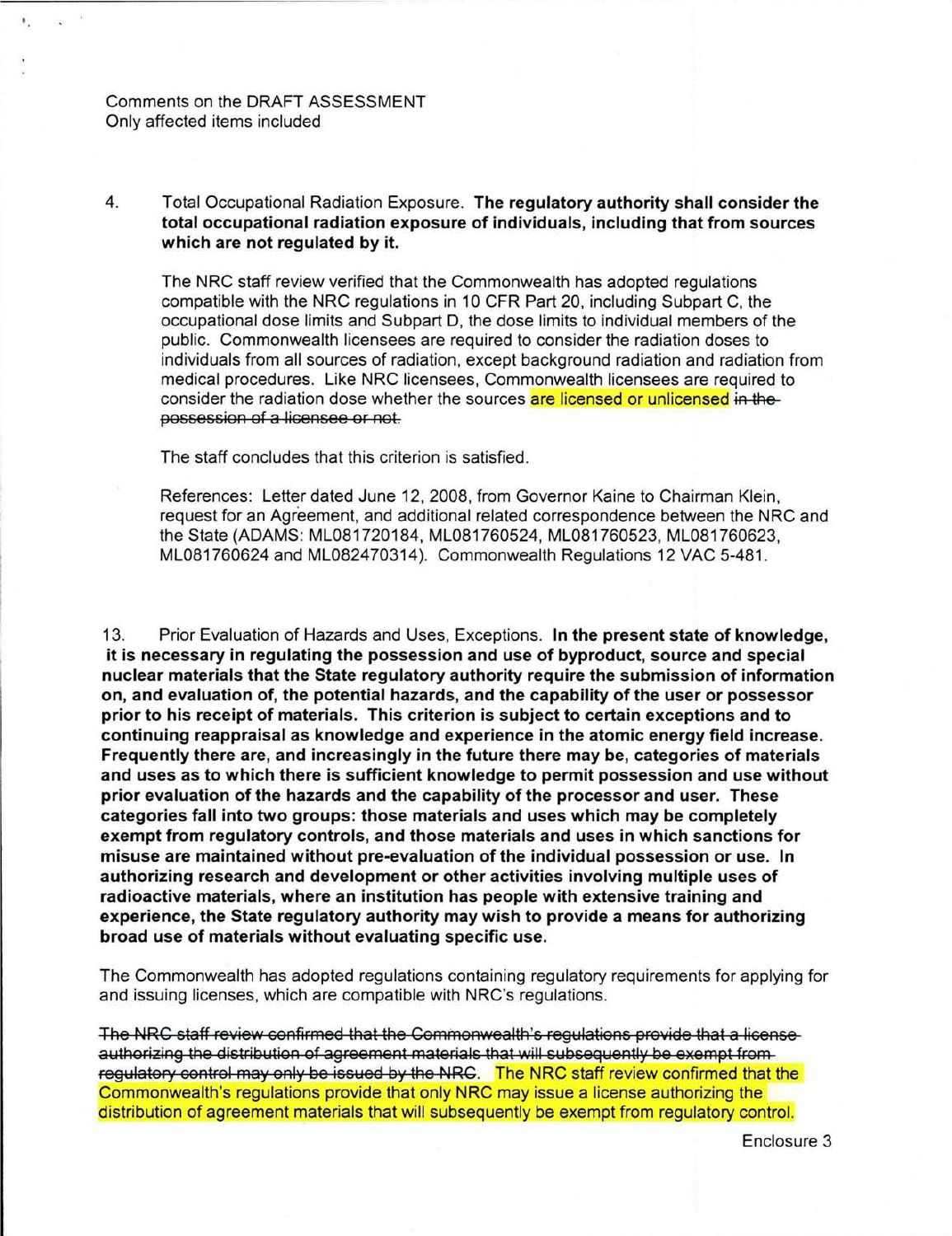Comments on the DRAFT ASSESSMENT
Only affected items included

4. Total Occupational Radiation Exposure. **The regulatory authority shall consider the total occupational radiation exposure of individuals, including that from sources which are not regulated by it.**

The NRC staff review verified that the Commonwealth has adopted regulations compatible with the NRC regulations in 10 CFR Part 20, including Subpart C, the occupational dose limits and Subpart D, the dose limits to individual members of the public. Commonwealth licensees are required to consider the radiation doses to individuals from all sources of radiation, except background radiation and radiation from medical procedures. Like NRC licensees, Commonwealth licensees are required to consider the radiation dose whether the sources are licensed or unlicensed ~~in the possession of a licensee or not.~~

The staff concludes that this criterion is satisfied.

References: Letter dated June 12, 2008, from Governor Kaine to Chairman Klein, request for an Agreement, and additional related correspondence between the NRC and the State (ADAMS: ML081720184, ML081760524, ML081760523, ML081760623, ML081760624 and ML082470314). Commonwealth Regulations 12 VAC 5-481.

13. Prior Evaluation of Hazards and Uses, Exceptions. **In the present state of knowledge, it is necessary in regulating the possession and use of byproduct, source and special nuclear materials that the State regulatory authority require the submission of information on, and evaluation of, the potential hazards, and the capability of the user or possessor prior to his receipt of materials. This criterion is subject to certain exceptions and to continuing reappraisal as knowledge and experience in the atomic energy field increase. Frequently there are, and increasingly in the future there may be, categories of materials and uses as to which there is sufficient knowledge to permit possession and use without prior evaluation of the hazards and the capability of the processor and user. These categories fall into two groups: those materials and uses which may be completely exempt from regulatory controls, and those materials and uses in which sanctions for misuse are maintained without pre-evaluation of the individual possession or use. In authorizing research and development or other activities involving multiple uses of radioactive materials, where an institution has people with extensive training and experience, the State regulatory authority may wish to provide a means for authorizing broad use of materials without evaluating specific use.**

The Commonwealth has adopted regulations containing regulatory requirements for applying for and issuing licenses, which are compatible with NRC's regulations.

~~The NRC staff review confirmed that the Commonwealth's regulations provide that a license authorizing the distribution of agreement materials that will subsequently be exempt from regulatory control may only be issued by the NRC.~~ The NRC staff review confirmed that the Commonwealth's regulations provide that only NRC may issue a license authorizing the distribution of agreement materials that will subsequently be exempt from regulatory control.

Enclosure 3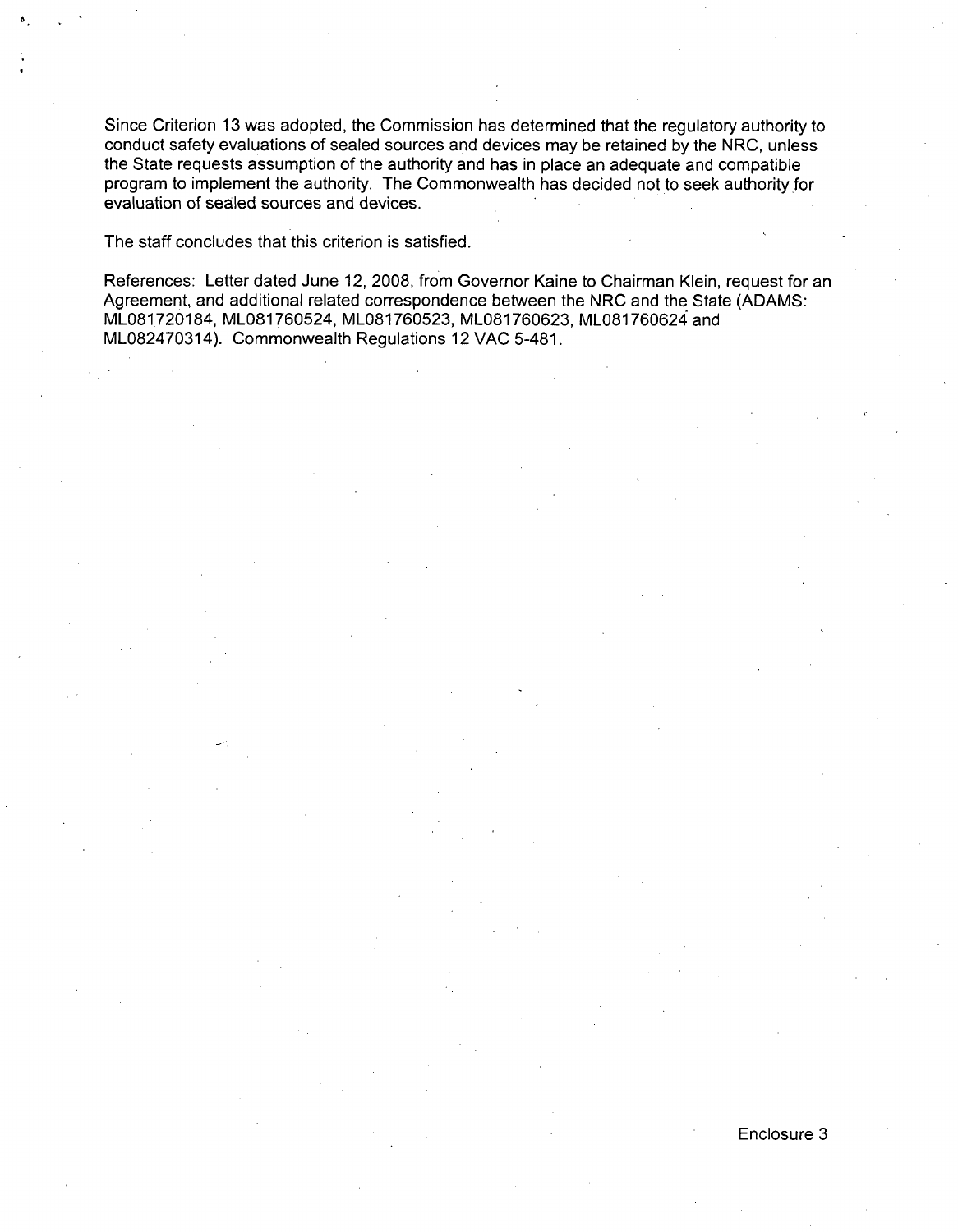Since Criterion 13 was adopted, the Commission has determined that the regulatory authority to conduct safety evaluations of sealed sources and devices may be retained by the NRC, unless the State requests assumption of the authority and has in place an adequate and compatible program to implement the authority. The Commonwealth has decided not to seek authority for evaluation of sealed sources and devices.

The staff concludes that this criterion is satisfied.

References: Letter dated June 12, 2008, from Governor Kaine to Chairman Klein, request for an Agreement, and additional related correspondence between the NRC and the State (ADAMS: ML081720184, ML081760524, ML081760523, ML081760623, ML081760624 and ML082470314). Commonwealth Regulations 12 VAC 5-481.

Enclosure 3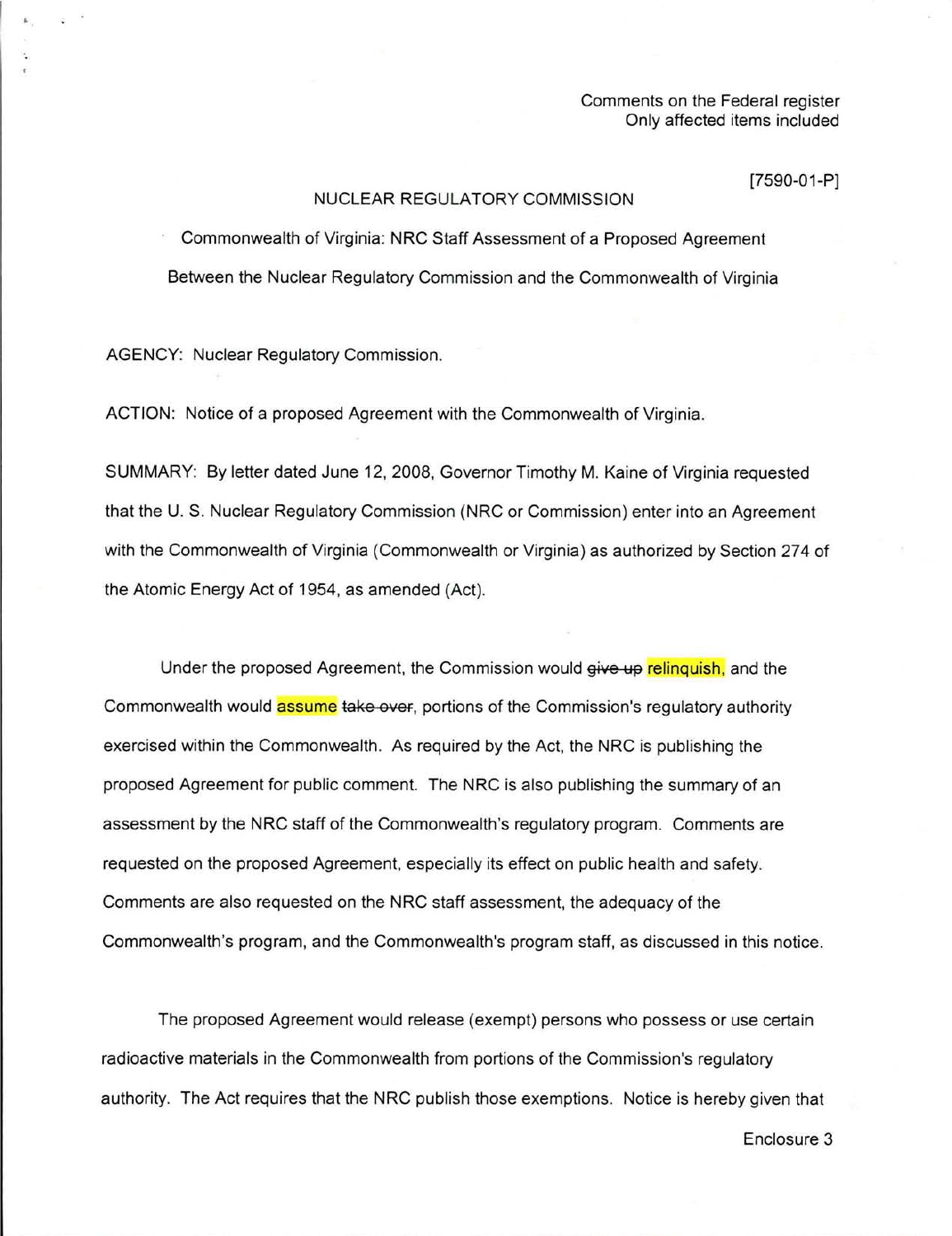Comments on the Federal register
Only affected items included

[7590-01-P]

NUCLEAR REGULATORY COMMISSION

Commonwealth of Virginia: NRC Staff Assessment of a Proposed Agreement Between the Nuclear Regulatory Commission and the Commonwealth of Virginia

AGENCY: Nuclear Regulatory Commission.

ACTION: Notice of a proposed Agreement with the Commonwealth of Virginia.

SUMMARY: By letter dated June 12, 2008, Governor Timothy M. Kaine of Virginia requested that the U. S. Nuclear Regulatory Commission (NRC or Commission) enter into an Agreement with the Commonwealth of Virginia (Commonwealth or Virginia) as authorized by Section 274 of the Atomic Energy Act of 1954, as amended (Act).

Under the proposed Agreement, the Commission would ~~give up~~ relinquish, and the Commonwealth would assume ~~take over~~, portions of the Commission's regulatory authority exercised within the Commonwealth. As required by the Act, the NRC is publishing the proposed Agreement for public comment. The NRC is also publishing the summary of an assessment by the NRC staff of the Commonwealth's regulatory program. Comments are requested on the proposed Agreement, especially its effect on public health and safety. Comments are also requested on the NRC staff assessment, the adequacy of the Commonwealth's program, and the Commonwealth's program staff, as discussed in this notice.

The proposed Agreement would release (exempt) persons who possess or use certain radioactive materials in the Commonwealth from portions of the Commission's regulatory authority. The Act requires that the NRC publish those exemptions. Notice is hereby given that

Enclosure 3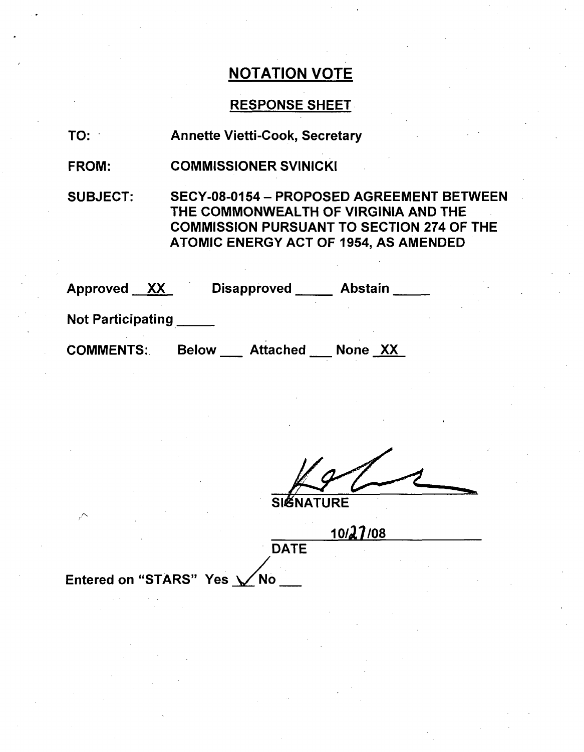# NOTATION VOTE

## RESPONSE SHEET

TO: Annette Vietti-Cook, Secretary

FROM: COMMISSIONER SVINICKI

SUBJECT: SECY-08-0154 – PROPOSED AGREEMENT BETWEEN THE COMMONWEALTH OF VIRGINIA AND THE COMMISSION PURSUANT TO SECTION 274 OF THE ATOMIC ENERGY ACT OF 1954, AS AMENDED

Approved XX Disapproved ____ Abstain ____

Not Participating ____

COMMENTS: Below ___ Attached ___ None XX

SIGNATURE

10/27/08

DATE

Entered on "STARS" Yes ✓ No ___